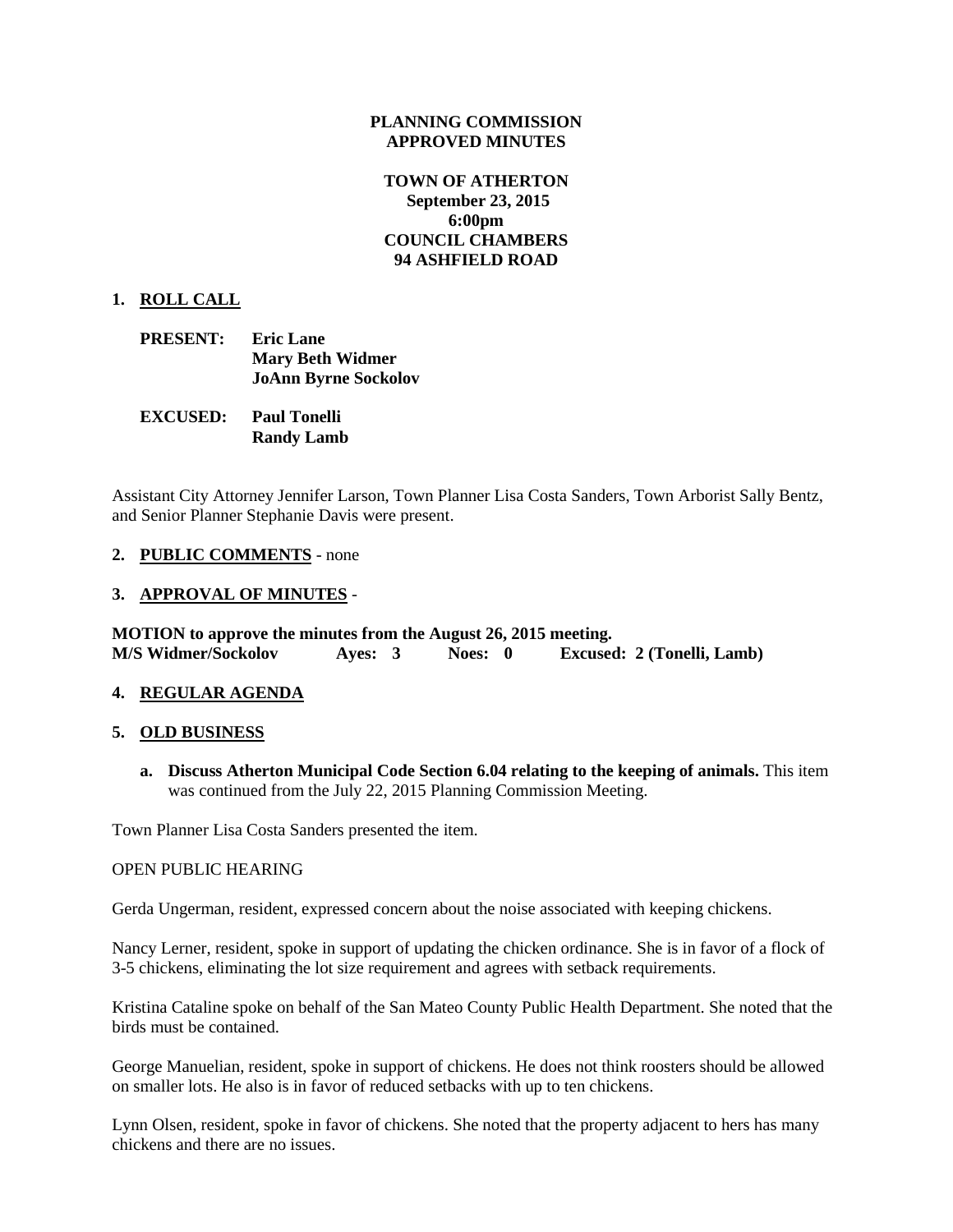**PLANNING COMMISSION**
**APPROVED MINUTES**

**TOWN OF ATHERTON**
**September 23, 2015**
**6:00pm**
**COUNCIL CHAMBERS**
**94 ASHFIELD ROAD**

1. **ROLL CALL**

   **PRESENT:** **Eric Lane**
   **Mary Beth Widmer**
   **JoAnn Byrne Sockolov**

   **EXCUSED:** **Paul Tonelli**
   **Randy Lamb**

Assistant City Attorney Jennifer Larson, Town Planner Lisa Costa Sanders, Town Arborist Sally Bentz, and Senior Planner Stephanie Davis were present.

2. **PUBLIC COMMENTS** - none

3. **APPROVAL OF MINUTES** -

**MOTION to approve the minutes from the August 26, 2015 meeting.**
**M/S Widmer/Sockolov Ayes: 3 Noes: 0 Excused: 2 (Tonelli, Lamb)**

4. **REGULAR AGENDA**

5. **OLD BUSINESS**

   a. **Discuss Atherton Municipal Code Section 6.04 relating to the keeping of animals.** This item was continued from the July 22, 2015 Planning Commission Meeting.

Town Planner Lisa Costa Sanders presented the item.

OPEN PUBLIC HEARING

Gerda Ungerman, resident, expressed concern about the noise associated with keeping chickens.

Nancy Lerner, resident, spoke in support of updating the chicken ordinance. She is in favor of a flock of 3-5 chickens, eliminating the lot size requirement and agrees with setback requirements.

Kristina Cataline spoke on behalf of the San Mateo County Public Health Department. She noted that the birds must be contained.

George Manuelian, resident, spoke in support of chickens. He does not think roosters should be allowed on smaller lots. He also is in favor of reduced setbacks with up to ten chickens.

Lynn Olsen, resident, spoke in favor of chickens. She noted that the property adjacent to hers has many chickens and there are no issues.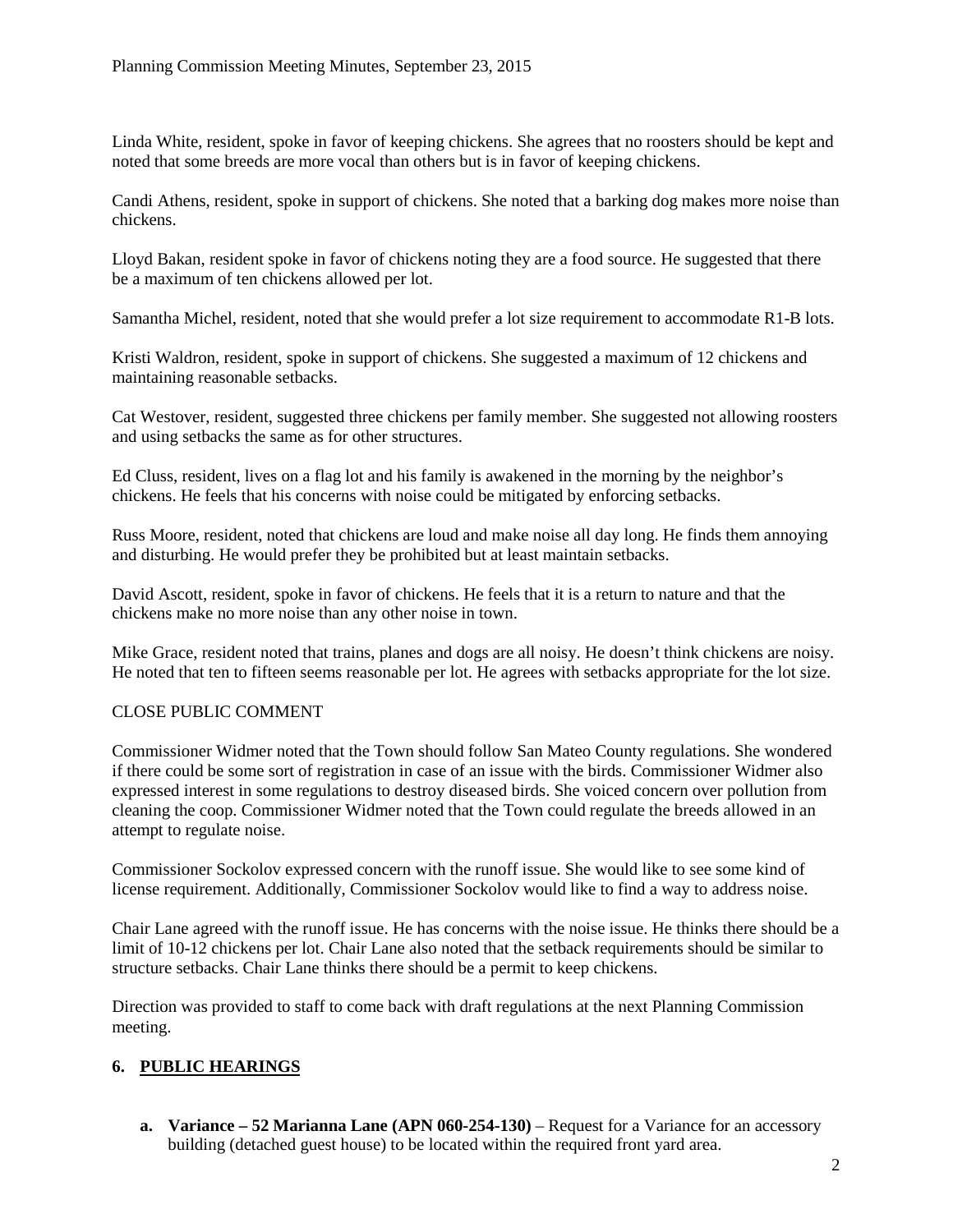Linda White, resident, spoke in favor of keeping chickens. She agrees that no roosters should be kept and noted that some breeds are more vocal than others but is in favor of keeping chickens.

Candi Athens, resident, spoke in support of chickens. She noted that a barking dog makes more noise than chickens.

Lloyd Bakan, resident spoke in favor of chickens noting they are a food source. He suggested that there be a maximum of ten chickens allowed per lot.

Samantha Michel, resident, noted that she would prefer a lot size requirement to accommodate R1-B lots.

Kristi Waldron, resident, spoke in support of chickens. She suggested a maximum of 12 chickens and maintaining reasonable setbacks.

Cat Westover, resident, suggested three chickens per family member. She suggested not allowing roosters and using setbacks the same as for other structures.

Ed Cluss, resident, lives on a flag lot and his family is awakened in the morning by the neighbor's chickens. He feels that his concerns with noise could be mitigated by enforcing setbacks.

Russ Moore, resident, noted that chickens are loud and make noise all day long. He finds them annoying and disturbing. He would prefer they be prohibited but at least maintain setbacks.

David Ascott, resident, spoke in favor of chickens. He feels that it is a return to nature and that the chickens make no more noise than any other noise in town.

Mike Grace, resident noted that trains, planes and dogs are all noisy. He doesn't think chickens are noisy. He noted that ten to fifteen seems reasonable per lot. He agrees with setbacks appropriate for the lot size.

CLOSE PUBLIC COMMENT

Commissioner Widmer noted that the Town should follow San Mateo County regulations. She wondered if there could be some sort of registration in case of an issue with the birds. Commissioner Widmer also expressed interest in some regulations to destroy diseased birds. She voiced concern over pollution from cleaning the coop. Commissioner Widmer noted that the Town could regulate the breeds allowed in an attempt to regulate noise.

Commissioner Sockolov expressed concern with the runoff issue. She would like to see some kind of license requirement. Additionally, Commissioner Sockolov would like to find a way to address noise.

Chair Lane agreed with the runoff issue. He has concerns with the noise issue. He thinks there should be a limit of 10-12 chickens per lot. Chair Lane also noted that the setback requirements should be similar to structure setbacks. Chair Lane thinks there should be a permit to keep chickens.

Direction was provided to staff to come back with draft regulations at the next Planning Commission meeting.

## 6. PUBLIC HEARINGS

a. **Variance – 52 Marianna Lane (APN 060-254-130)** – Request for a Variance for an accessory building (detached guest house) to be located within the required front yard area.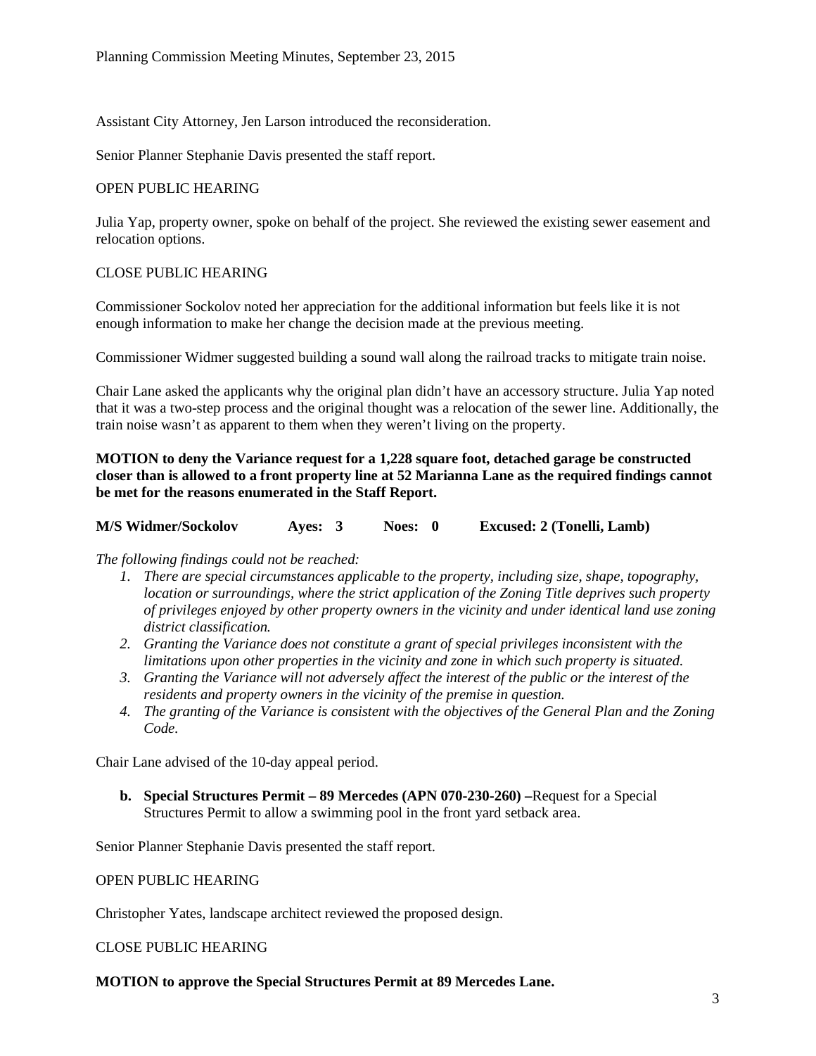Assistant City Attorney, Jen Larson introduced the reconsideration.

Senior Planner Stephanie Davis presented the staff report.

OPEN PUBLIC HEARING

Julia Yap, property owner, spoke on behalf of the project. She reviewed the existing sewer easement and relocation options.

CLOSE PUBLIC HEARING

Commissioner Sockolov noted her appreciation for the additional information but feels like it is not enough information to make her change the decision made at the previous meeting.

Commissioner Widmer suggested building a sound wall along the railroad tracks to mitigate train noise.

Chair Lane asked the applicants why the original plan didn't have an accessory structure. Julia Yap noted that it was a two-step process and the original thought was a relocation of the sewer line. Additionally, the train noise wasn't as apparent to them when they weren't living on the property.

**MOTION to deny the Variance request for a 1,228 square foot, detached garage be constructed closer than is allowed to a front property line at 52 Marianna Lane as the required findings cannot be met for the reasons enumerated in the Staff Report.**

**M/S Widmer/Sockolov Ayes: 3 Noes: 0 Excused: 2 (Tonelli, Lamb)**

*The following findings could not be reached:*

1. *There are special circumstances applicable to the property, including size, shape, topography, location or surroundings, where the strict application of the Zoning Title deprives such property of privileges enjoyed by other property owners in the vicinity and under identical land use zoning district classification.*
2. *Granting the Variance does not constitute a grant of special privileges inconsistent with the limitations upon other properties in the vicinity and zone in which such property is situated.*
3. *Granting the Variance will not adversely affect the interest of the public or the interest of the residents and property owners in the vicinity of the premise in question.*
4. *The granting of the Variance is consistent with the objectives of the General Plan and the Zoning Code.*

Chair Lane advised of the 10-day appeal period.

**b. Special Structures Permit – 89 Mercedes (APN 070-230-260) –**Request for a Special Structures Permit to allow a swimming pool in the front yard setback area.

Senior Planner Stephanie Davis presented the staff report.

OPEN PUBLIC HEARING

Christopher Yates, landscape architect reviewed the proposed design.

CLOSE PUBLIC HEARING

**MOTION to approve the Special Structures Permit at 89 Mercedes Lane.**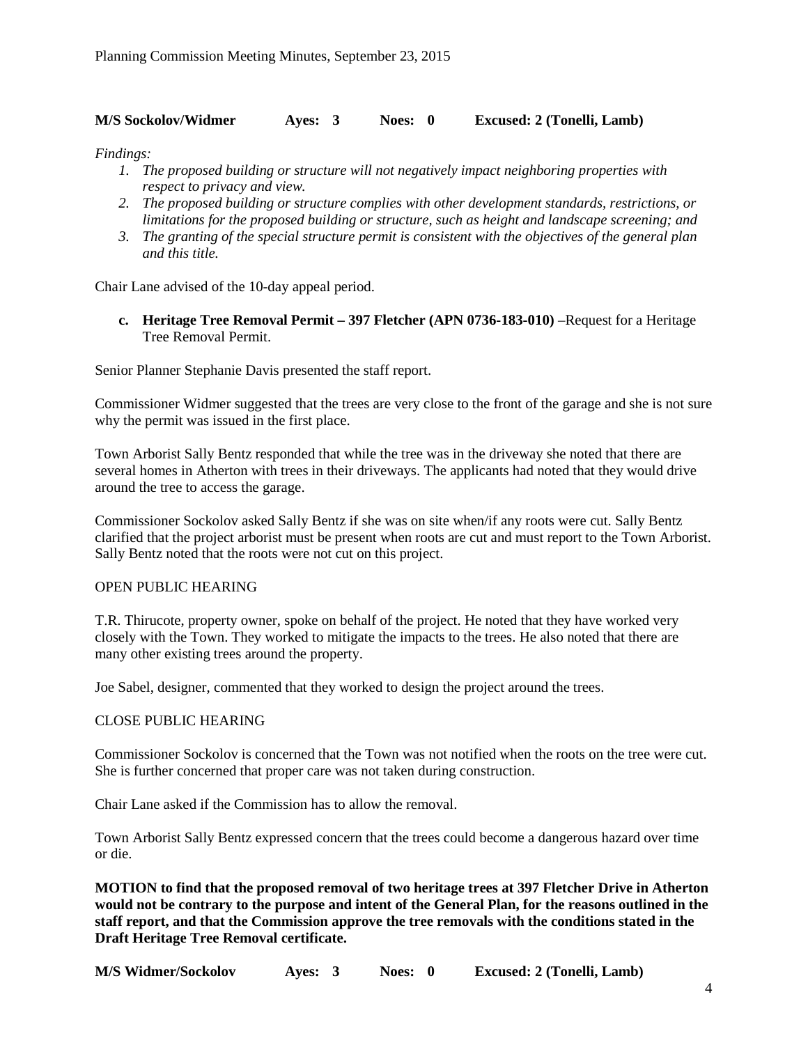**M/S Sockolov/Widmer Ayes: 3 Noes: 0 Excused: 2 (Tonelli, Lamb)**

*Findings:*

1. *The proposed building or structure will not negatively impact neighboring properties with respect to privacy and view.*
2. *The proposed building or structure complies with other development standards, restrictions, or limitations for the proposed building or structure, such as height and landscape screening; and*
3. *The granting of the special structure permit is consistent with the objectives of the general plan and this title.*

Chair Lane advised of the 10-day appeal period.

**c. Heritage Tree Removal Permit – 397 Fletcher (APN 0736-183-010)** –Request for a Heritage Tree Removal Permit.

Senior Planner Stephanie Davis presented the staff report.

Commissioner Widmer suggested that the trees are very close to the front of the garage and she is not sure why the permit was issued in the first place.

Town Arborist Sally Bentz responded that while the tree was in the driveway she noted that there are several homes in Atherton with trees in their driveways. The applicants had noted that they would drive around the tree to access the garage.

Commissioner Sockolov asked Sally Bentz if she was on site when/if any roots were cut. Sally Bentz clarified that the project arborist must be present when roots are cut and must report to the Town Arborist. Sally Bentz noted that the roots were not cut on this project.

OPEN PUBLIC HEARING

T.R. Thirucote, property owner, spoke on behalf of the project. He noted that they have worked very closely with the Town. They worked to mitigate the impacts to the trees. He also noted that there are many other existing trees around the property.

Joe Sabel, designer, commented that they worked to design the project around the trees.

CLOSE PUBLIC HEARING

Commissioner Sockolov is concerned that the Town was not notified when the roots on the tree were cut. She is further concerned that proper care was not taken during construction.

Chair Lane asked if the Commission has to allow the removal.

Town Arborist Sally Bentz expressed concern that the trees could become a dangerous hazard over time or die.

**MOTION to find that the proposed removal of two heritage trees at 397 Fletcher Drive in Atherton would not be contrary to the purpose and intent of the General Plan, for the reasons outlined in the staff report, and that the Commission approve the tree removals with the conditions stated in the Draft Heritage Tree Removal certificate.**

**M/S Widmer/Sockolov Ayes: 3 Noes: 0 Excused: 2 (Tonelli, Lamb)**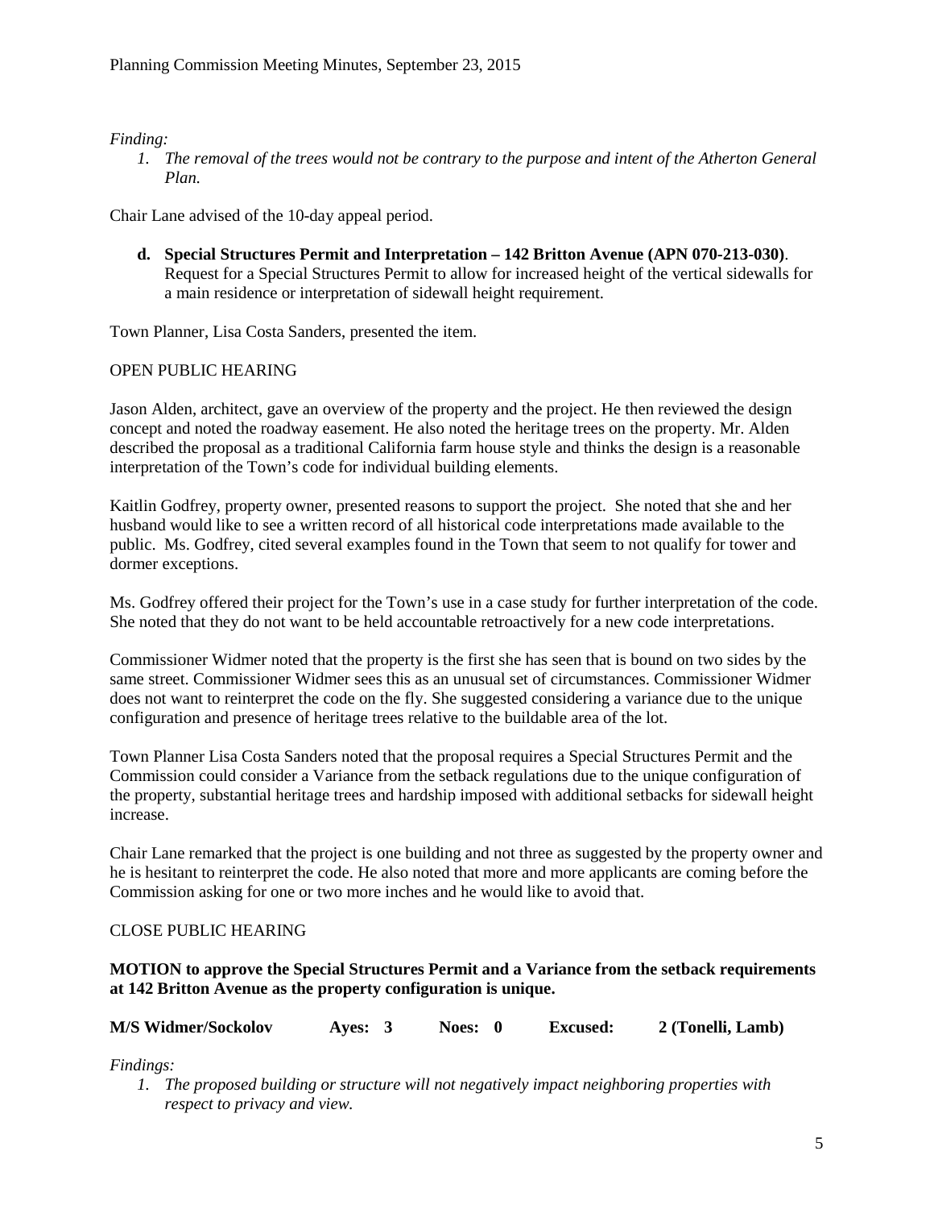*Finding:*

1. *The removal of the trees would not be contrary to the purpose and intent of the Atherton General Plan.*

Chair Lane advised of the 10-day appeal period.

**d. Special Structures Permit and Interpretation – 142 Britton Avenue (APN 070-213-030)**. Request for a Special Structures Permit to allow for increased height of the vertical sidewalls for a main residence or interpretation of sidewall height requirement.

Town Planner, Lisa Costa Sanders, presented the item.

OPEN PUBLIC HEARING

Jason Alden, architect, gave an overview of the property and the project. He then reviewed the design concept and noted the roadway easement. He also noted the heritage trees on the property. Mr. Alden described the proposal as a traditional California farm house style and thinks the design is a reasonable interpretation of the Town's code for individual building elements.

Kaitlin Godfrey, property owner, presented reasons to support the project. She noted that she and her husband would like to see a written record of all historical code interpretations made available to the public. Ms. Godfrey, cited several examples found in the Town that seem to not qualify for tower and dormer exceptions.

Ms. Godfrey offered their project for the Town's use in a case study for further interpretation of the code. She noted that they do not want to be held accountable retroactively for a new code interpretations.

Commissioner Widmer noted that the property is the first she has seen that is bound on two sides by the same street. Commissioner Widmer sees this as an unusual set of circumstances. Commissioner Widmer does not want to reinterpret the code on the fly. She suggested considering a variance due to the unique configuration and presence of heritage trees relative to the buildable area of the lot.

Town Planner Lisa Costa Sanders noted that the proposal requires a Special Structures Permit and the Commission could consider a Variance from the setback regulations due to the unique configuration of the property, substantial heritage trees and hardship imposed with additional setbacks for sidewall height increase.

Chair Lane remarked that the project is one building and not three as suggested by the property owner and he is hesitant to reinterpret the code. He also noted that more and more applicants are coming before the Commission asking for one or two more inches and he would like to avoid that.

CLOSE PUBLIC HEARING

**MOTION to approve the Special Structures Permit and a Variance from the setback requirements at 142 Britton Avenue as the property configuration is unique.**

**M/S Widmer/Sockolov Ayes: 3 Noes: 0 Excused: 2 (Tonelli, Lamb)**

*Findings:*

1. *The proposed building or structure will not negatively impact neighboring properties with respect to privacy and view.*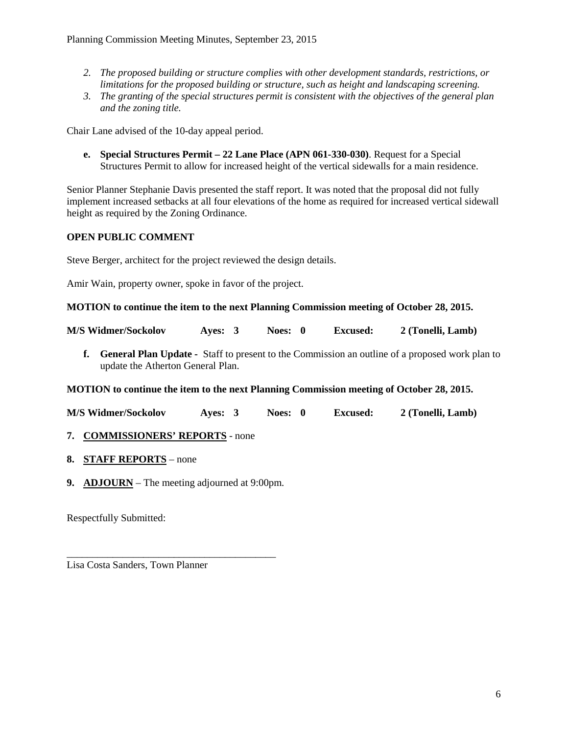2. *The proposed building or structure complies with other development standards, restrictions, or limitations for the proposed building or structure, such as height and landscaping screening.*
3. *The granting of the special structures permit is consistent with the objectives of the general plan and the zoning title.*

Chair Lane advised of the 10-day appeal period.

**e. Special Structures Permit – 22 Lane Place (APN 061-330-030)**. Request for a Special Structures Permit to allow for increased height of the vertical sidewalls for a main residence.

Senior Planner Stephanie Davis presented the staff report. It was noted that the proposal did not fully implement increased setbacks at all four elevations of the home as required for increased vertical sidewall height as required by the Zoning Ordinance.

**OPEN PUBLIC COMMENT**

Steve Berger, architect for the project reviewed the design details.

Amir Wain, property owner, spoke in favor of the project.

**MOTION to continue the item to the next Planning Commission meeting of October 28, 2015.**

**M/S Widmer/Sockolov Ayes: 3 Noes: 0 Excused: 2 (Tonelli, Lamb)**

**f. General Plan Update -** Staff to present to the Commission an outline of a proposed work plan to update the Atherton General Plan.

**MOTION to continue the item to the next Planning Commission meeting of October 28, 2015.**

**M/S Widmer/Sockolov Ayes: 3 Noes: 0 Excused: 2 (Tonelli, Lamb)**

**7. COMMISSIONERS' REPORTS** - none

**8. STAFF REPORTS** – none

**9. ADJOURN** – The meeting adjourned at 9:00pm.

Respectfully Submitted:

\_\_\_\_\_\_\_\_\_\_\_\_\_\_\_\_\_\_\_\_\_\_\_\_\_\_\_\_\_\_\_\_\_\_\_\_\_\_\_\_\_

Lisa Costa Sanders, Town Planner